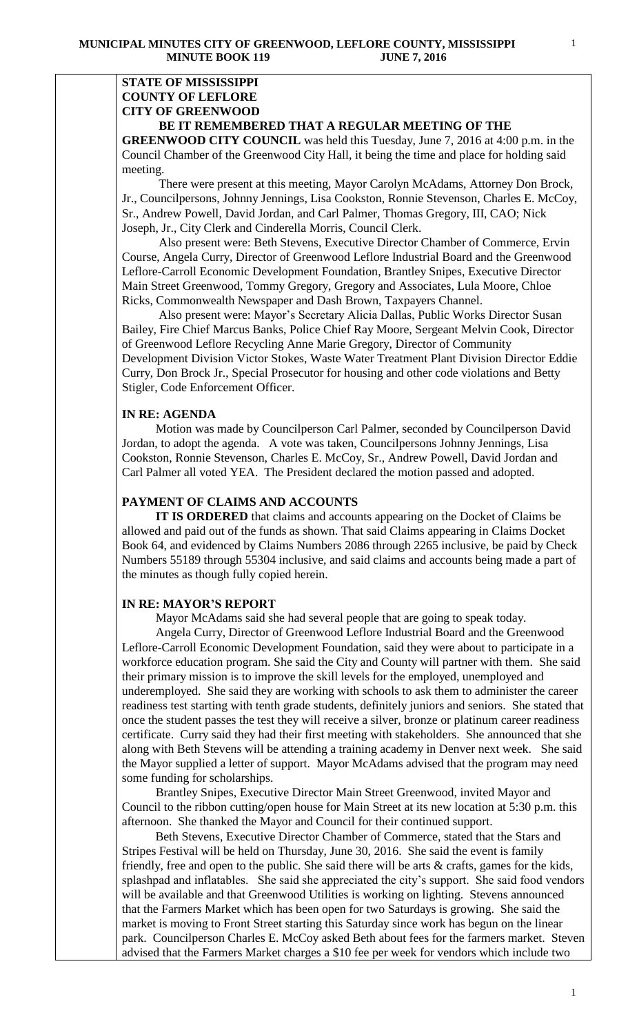**STATE OF MISSISSIPPI**
**COUNTY OF LEFLORE**
**CITY OF GREENWOOD**

**BE IT REMEMBERED THAT A REGULAR MEETING OF THE GREENWOOD CITY COUNCIL** was held this Tuesday, June 7, 2016 at 4:00 p.m. in the Council Chamber of the Greenwood City Hall, it being the time and place for holding said meeting.

There were present at this meeting, Mayor Carolyn McAdams, Attorney Don Brock, Jr., Councilpersons, Johnny Jennings, Lisa Cookston, Ronnie Stevenson, Charles E. McCoy, Sr., Andrew Powell, David Jordan, and Carl Palmer, Thomas Gregory, III, CAO; Nick Joseph, Jr., City Clerk and Cinderella Morris, Council Clerk.

Also present were: Beth Stevens, Executive Director Chamber of Commerce, Ervin Course, Angela Curry, Director of Greenwood Leflore Industrial Board and the Greenwood Leflore-Carroll Economic Development Foundation, Brantley Snipes, Executive Director Main Street Greenwood, Tommy Gregory, Gregory and Associates, Lula Moore, Chloe Ricks, Commonwealth Newspaper and Dash Brown, Taxpayers Channel.

Also present were: Mayor's Secretary Alicia Dallas, Public Works Director Susan Bailey, Fire Chief Marcus Banks, Police Chief Ray Moore, Sergeant Melvin Cook, Director of Greenwood Leflore Recycling Anne Marie Gregory, Director of Community Development Division Victor Stokes, Waste Water Treatment Plant Division Director Eddie Curry, Don Brock Jr., Special Prosecutor for housing and other code violations and Betty Stigler, Code Enforcement Officer.

**IN RE: AGENDA**

Motion was made by Councilperson Carl Palmer, seconded by Councilperson David Jordan, to adopt the agenda. A vote was taken, Councilpersons Johnny Jennings, Lisa Cookston, Ronnie Stevenson, Charles E. McCoy, Sr., Andrew Powell, David Jordan and Carl Palmer all voted YEA. The President declared the motion passed and adopted.

**PAYMENT OF CLAIMS AND ACCOUNTS**

**IT IS ORDERED** that claims and accounts appearing on the Docket of Claims be allowed and paid out of the funds as shown. That said Claims appearing in Claims Docket Book 64, and evidenced by Claims Numbers 2086 through 2265 inclusive, be paid by Check Numbers 55189 through 55304 inclusive, and said claims and accounts being made a part of the minutes as though fully copied herein.

**IN RE: MAYOR'S REPORT**

Mayor McAdams said she had several people that are going to speak today.

Angela Curry, Director of Greenwood Leflore Industrial Board and the Greenwood Leflore-Carroll Economic Development Foundation, said they were about to participate in a workforce education program. She said the City and County will partner with them. She said their primary mission is to improve the skill levels for the employed, unemployed and underemployed. She said they are working with schools to ask them to administer the career readiness test starting with tenth grade students, definitely juniors and seniors. She stated that once the student passes the test they will receive a silver, bronze or platinum career readiness certificate. Curry said they had their first meeting with stakeholders. She announced that she along with Beth Stevens will be attending a training academy in Denver next week. She said the Mayor supplied a letter of support. Mayor McAdams advised that the program may need some funding for scholarships.

Brantley Snipes, Executive Director Main Street Greenwood, invited Mayor and Council to the ribbon cutting/open house for Main Street at its new location at 5:30 p.m. this afternoon. She thanked the Mayor and Council for their continued support.

Beth Stevens, Executive Director Chamber of Commerce, stated that the Stars and Stripes Festival will be held on Thursday, June 30, 2016. She said the event is family friendly, free and open to the public. She said there will be arts & crafts, games for the kids, splashpad and inflatables. She said she appreciated the city's support. She said food vendors will be available and that Greenwood Utilities is working on lighting. Stevens announced that the Farmers Market which has been open for two Saturdays is growing. She said the market is moving to Front Street starting this Saturday since work has begun on the linear park. Councilperson Charles E. McCoy asked Beth about fees for the farmers market. Steven advised that the Farmers Market charges a $10 fee per week for vendors which include two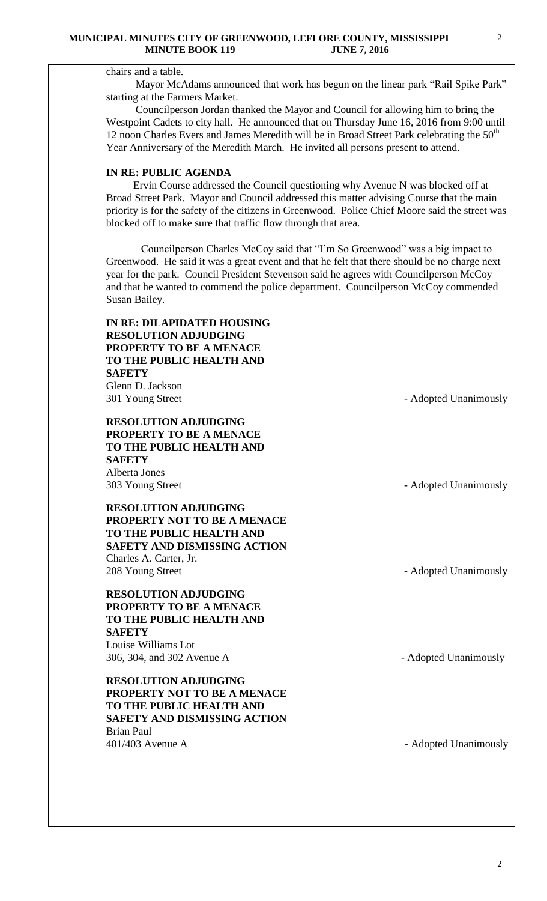chairs and a table.

Mayor McAdams announced that work has begun on the linear park "Rail Spike Park" starting at the Farmers Market.

Councilperson Jordan thanked the Mayor and Council for allowing him to bring the Westpoint Cadets to city hall. He announced that on Thursday June 16, 2016 from 9:00 until 12 noon Charles Evers and James Meredith will be in Broad Street Park celebrating the 50th Year Anniversary of the Meredith March. He invited all persons present to attend.

**IN RE: PUBLIC AGENDA**

Ervin Course addressed the Council questioning why Avenue N was blocked off at Broad Street Park. Mayor and Council addressed this matter advising Course that the main priority is for the safety of the citizens in Greenwood. Police Chief Moore said the street was blocked off to make sure that traffic flow through that area.

Councilperson Charles McCoy said that "I'm So Greenwood" was a big impact to Greenwood. He said it was a great event and that he felt that there should be no charge next year for the park. Council President Stevenson said he agrees with Councilperson McCoy and that he wanted to commend the police department. Councilperson McCoy commended Susan Bailey.

**IN RE: DILAPIDATED HOUSING**
**RESOLUTION ADJUDGING PROPERTY TO BE A MENACE TO THE PUBLIC HEALTH AND SAFETY**
Glenn D. Jackson
301 Young Street - Adopted Unanimously

**RESOLUTION ADJUDGING PROPERTY TO BE A MENACE TO THE PUBLIC HEALTH AND SAFETY**
Alberta Jones
303 Young Street - Adopted Unanimously

**RESOLUTION ADJUDGING PROPERTY NOT TO BE A MENACE TO THE PUBLIC HEALTH AND SAFETY AND DISMISSING ACTION**
Charles A. Carter, Jr.
208 Young Street - Adopted Unanimously

**RESOLUTION ADJUDGING PROPERTY TO BE A MENACE TO THE PUBLIC HEALTH AND SAFETY**
Louise Williams Lot
306, 304, and 302 Avenue A - Adopted Unanimously

**RESOLUTION ADJUDGING PROPERTY NOT TO BE A MENACE TO THE PUBLIC HEALTH AND SAFETY AND DISMISSING ACTION**
Brian Paul
401/403 Avenue A - Adopted Unanimously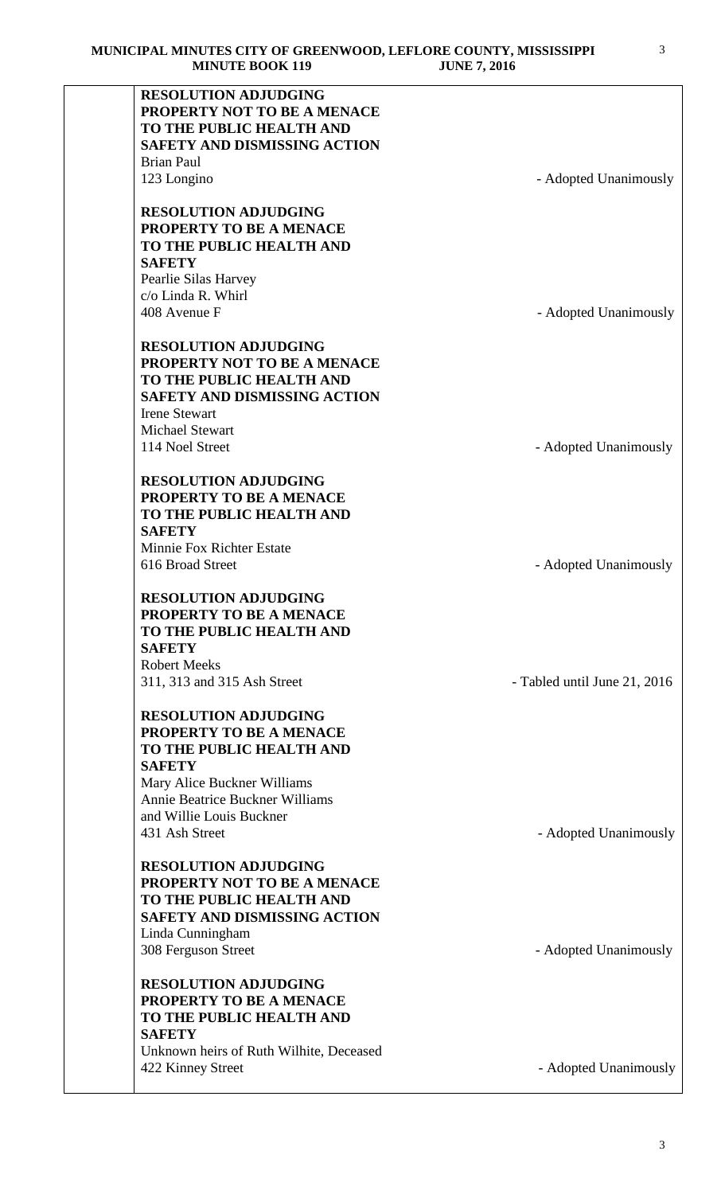**RESOLUTION ADJUDGING PROPERTY NOT TO BE A MENACE TO THE PUBLIC HEALTH AND SAFETY AND DISMISSING ACTION**
Brian Paul
123 Longino - Adopted Unanimously

**RESOLUTION ADJUDGING PROPERTY TO BE A MENACE TO THE PUBLIC HEALTH AND SAFETY**
Pearlie Silas Harvey
c/o Linda R. Whirl
408 Avenue F - Adopted Unanimously

**RESOLUTION ADJUDGING PROPERTY NOT TO BE A MENACE TO THE PUBLIC HEALTH AND SAFETY AND DISMISSING ACTION**
Irene Stewart
Michael Stewart
114 Noel Street - Adopted Unanimously

**RESOLUTION ADJUDGING PROPERTY TO BE A MENACE TO THE PUBLIC HEALTH AND SAFETY**
Minnie Fox Richter Estate
616 Broad Street - Adopted Unanimously

**RESOLUTION ADJUDGING PROPERTY TO BE A MENACE TO THE PUBLIC HEALTH AND SAFETY**
Robert Meeks
311, 313 and 315 Ash Street - Tabled until June 21, 2016

**RESOLUTION ADJUDGING PROPERTY TO BE A MENACE TO THE PUBLIC HEALTH AND SAFETY**
Mary Alice Buckner Williams
Annie Beatrice Buckner Williams
and Willie Louis Buckner
431 Ash Street - Adopted Unanimously

**RESOLUTION ADJUDGING PROPERTY NOT TO BE A MENACE TO THE PUBLIC HEALTH AND SAFETY AND DISMISSING ACTION**
Linda Cunningham
308 Ferguson Street - Adopted Unanimously

**RESOLUTION ADJUDGING PROPERTY TO BE A MENACE TO THE PUBLIC HEALTH AND SAFETY**
Unknown heirs of Ruth Wilhite, Deceased
422 Kinney Street - Adopted Unanimously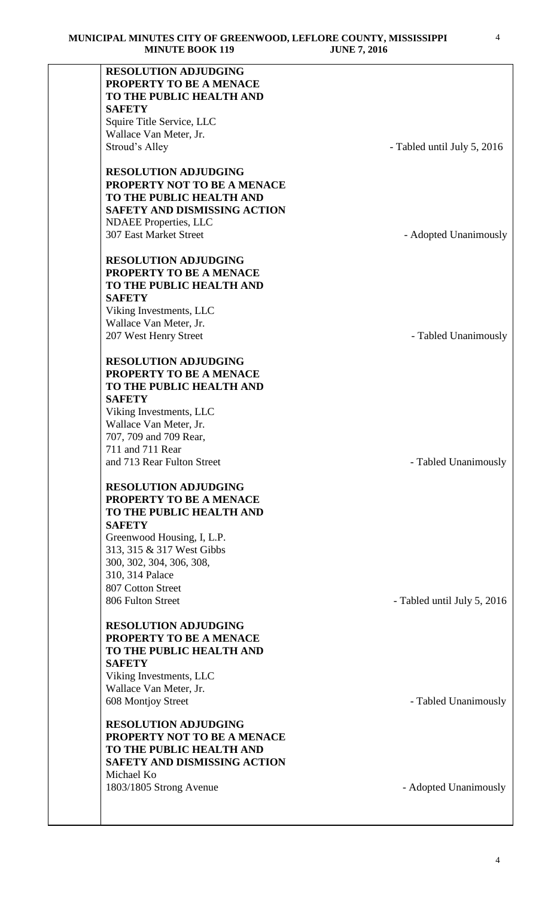**RESOLUTION ADJUDGING PROPERTY TO BE A MENACE TO THE PUBLIC HEALTH AND SAFETY**
Squire Title Service, LLC
Wallace Van Meter, Jr.
Stroud's Alley - Tabled until July 5, 2016

**RESOLUTION ADJUDGING PROPERTY NOT TO BE A MENACE TO THE PUBLIC HEALTH AND SAFETY AND DISMISSING ACTION**
NDAEE Properties, LLC
307 East Market Street - Adopted Unanimously

**RESOLUTION ADJUDGING PROPERTY TO BE A MENACE TO THE PUBLIC HEALTH AND SAFETY**
Viking Investments, LLC
Wallace Van Meter, Jr.
207 West Henry Street - Tabled Unanimously

**RESOLUTION ADJUDGING PROPERTY TO BE A MENACE TO THE PUBLIC HEALTH AND SAFETY**
Viking Investments, LLC
Wallace Van Meter, Jr.
707, 709 and 709 Rear,
711 and 711 Rear
and 713 Rear Fulton Street - Tabled Unanimously

**RESOLUTION ADJUDGING PROPERTY TO BE A MENACE TO THE PUBLIC HEALTH AND SAFETY**
Greenwood Housing, I, L.P.
313, 315 & 317 West Gibbs
300, 302, 304, 306, 308,
310, 314 Palace
807 Cotton Street
806 Fulton Street - Tabled until July 5, 2016

**RESOLUTION ADJUDGING PROPERTY TO BE A MENACE TO THE PUBLIC HEALTH AND SAFETY**
Viking Investments, LLC
Wallace Van Meter, Jr.
608 Montjoy Street - Tabled Unanimously

**RESOLUTION ADJUDGING PROPERTY NOT TO BE A MENACE TO THE PUBLIC HEALTH AND SAFETY AND DISMISSING ACTION**
Michael Ko
1803/1805 Strong Avenue - Adopted Unanimously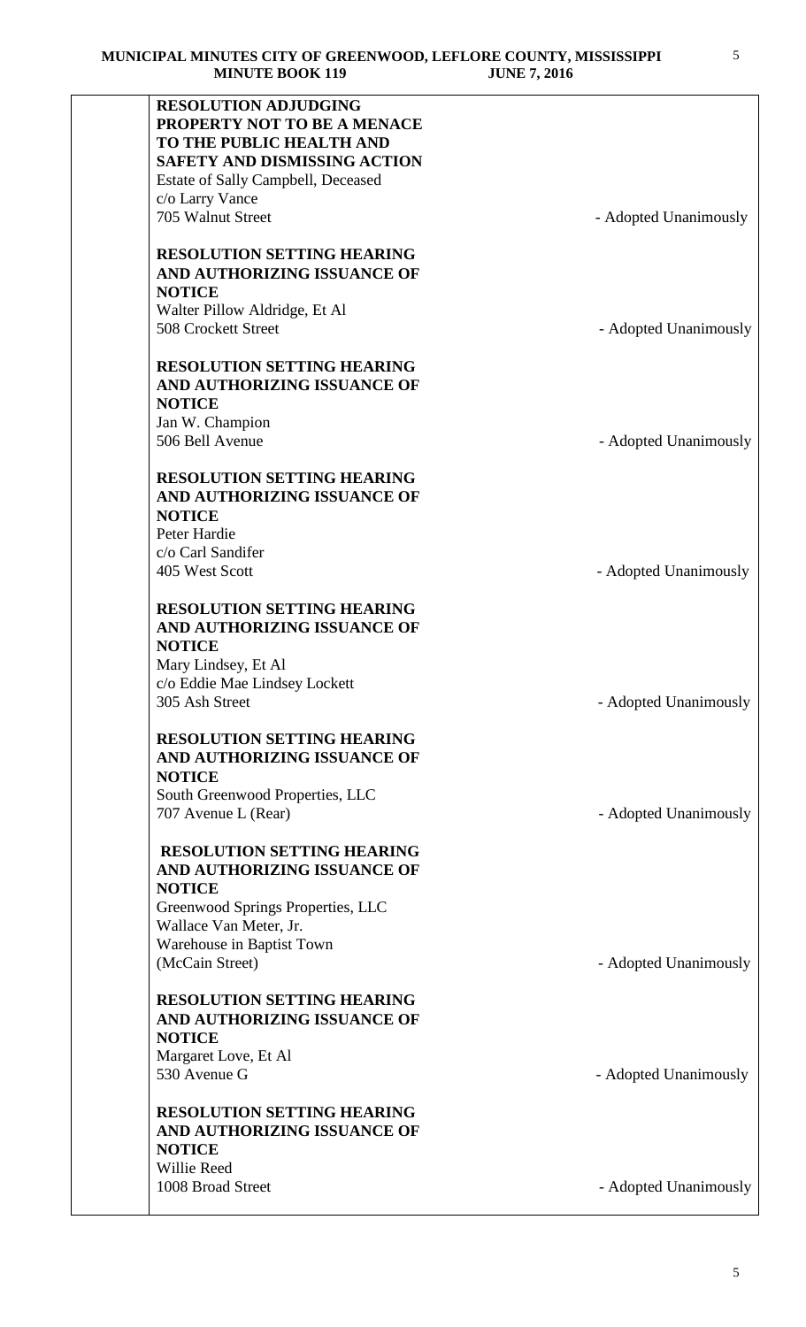**RESOLUTION ADJUDGING PROPERTY NOT TO BE A MENACE TO THE PUBLIC HEALTH AND SAFETY AND DISMISSING ACTION**
Estate of Sally Campbell, Deceased
c/o Larry Vance
705 Walnut Street - Adopted Unanimously

**RESOLUTION SETTING HEARING AND AUTHORIZING ISSUANCE OF NOTICE**
Walter Pillow Aldridge, Et Al
508 Crockett Street - Adopted Unanimously

**RESOLUTION SETTING HEARING AND AUTHORIZING ISSUANCE OF NOTICE**
Jan W. Champion
506 Bell Avenue - Adopted Unanimously

**RESOLUTION SETTING HEARING AND AUTHORIZING ISSUANCE OF NOTICE**
Peter Hardie
c/o Carl Sandifer
405 West Scott - Adopted Unanimously

**RESOLUTION SETTING HEARING AND AUTHORIZING ISSUANCE OF NOTICE**
Mary Lindsey, Et Al
c/o Eddie Mae Lindsey Lockett
305 Ash Street - Adopted Unanimously

**RESOLUTION SETTING HEARING AND AUTHORIZING ISSUANCE OF NOTICE**
South Greenwood Properties, LLC
707 Avenue L (Rear) - Adopted Unanimously

**RESOLUTION SETTING HEARING AND AUTHORIZING ISSUANCE OF NOTICE**
Greenwood Springs Properties, LLC
Wallace Van Meter, Jr.
Warehouse in Baptist Town
(McCain Street) - Adopted Unanimously

**RESOLUTION SETTING HEARING AND AUTHORIZING ISSUANCE OF NOTICE**
Margaret Love, Et Al
530 Avenue G - Adopted Unanimously

**RESOLUTION SETTING HEARING AND AUTHORIZING ISSUANCE OF NOTICE**
Willie Reed
1008 Broad Street - Adopted Unanimously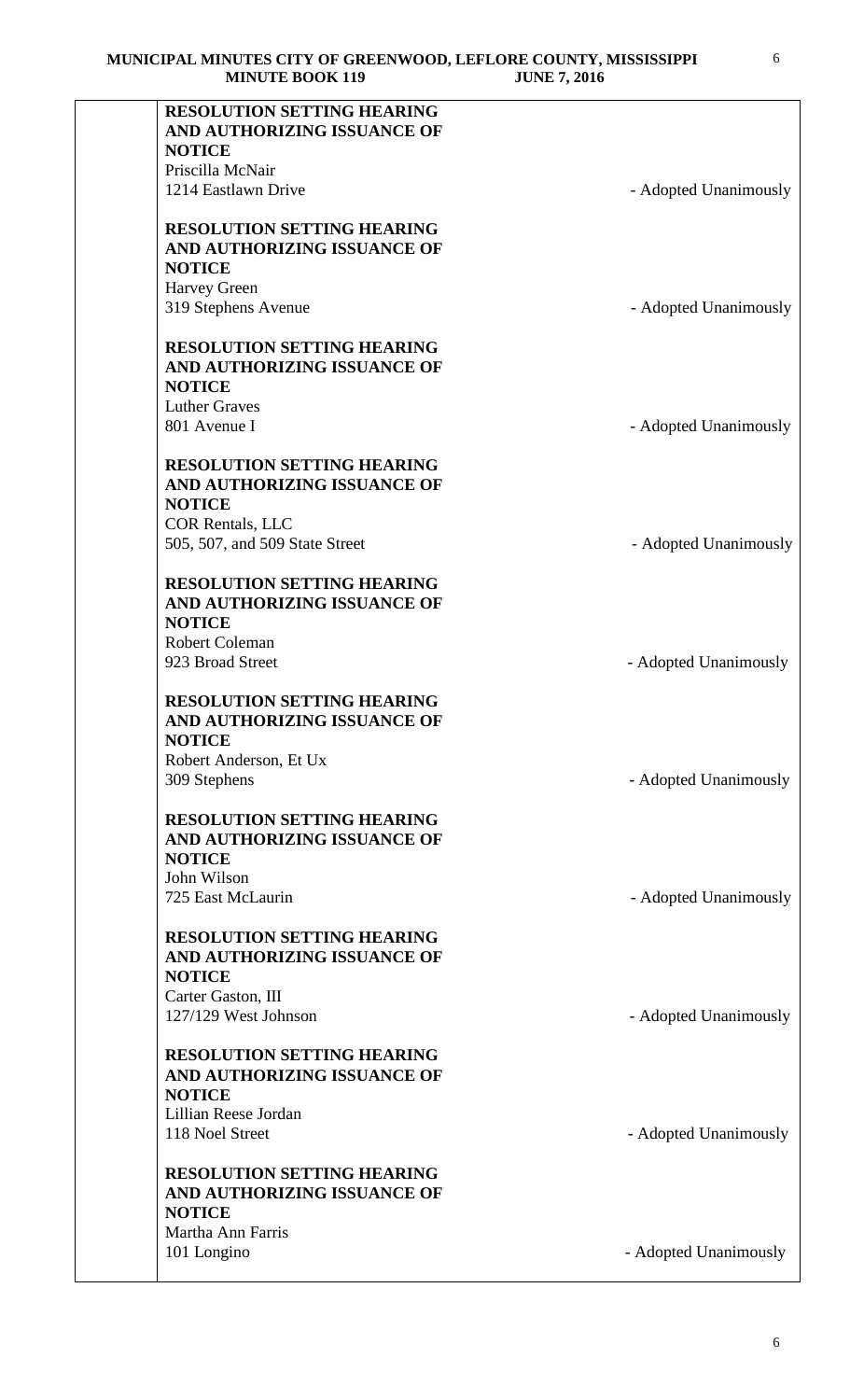**RESOLUTION SETTING HEARING AND AUTHORIZING ISSUANCE OF NOTICE**
Priscilla McNair
1214 Eastlawn Drive - Adopted Unanimously

**RESOLUTION SETTING HEARING AND AUTHORIZING ISSUANCE OF NOTICE**
Harvey Green
319 Stephens Avenue - Adopted Unanimously

**RESOLUTION SETTING HEARING AND AUTHORIZING ISSUANCE OF NOTICE**
Luther Graves
801 Avenue I - Adopted Unanimously

**RESOLUTION SETTING HEARING AND AUTHORIZING ISSUANCE OF NOTICE**
COR Rentals, LLC
505, 507, and 509 State Street - Adopted Unanimously

**RESOLUTION SETTING HEARING AND AUTHORIZING ISSUANCE OF NOTICE**
Robert Coleman
923 Broad Street - Adopted Unanimously

**RESOLUTION SETTING HEARING AND AUTHORIZING ISSUANCE OF NOTICE**
Robert Anderson, Et Ux
309 Stephens - Adopted Unanimously

**RESOLUTION SETTING HEARING AND AUTHORIZING ISSUANCE OF NOTICE**
John Wilson
725 East McLaurin - Adopted Unanimously

**RESOLUTION SETTING HEARING AND AUTHORIZING ISSUANCE OF NOTICE**
Carter Gaston, III
127/129 West Johnson - Adopted Unanimously

**RESOLUTION SETTING HEARING AND AUTHORIZING ISSUANCE OF NOTICE**
Lillian Reese Jordan
118 Noel Street - Adopted Unanimously

**RESOLUTION SETTING HEARING AND AUTHORIZING ISSUANCE OF NOTICE**
Martha Ann Farris
101 Longino - Adopted Unanimously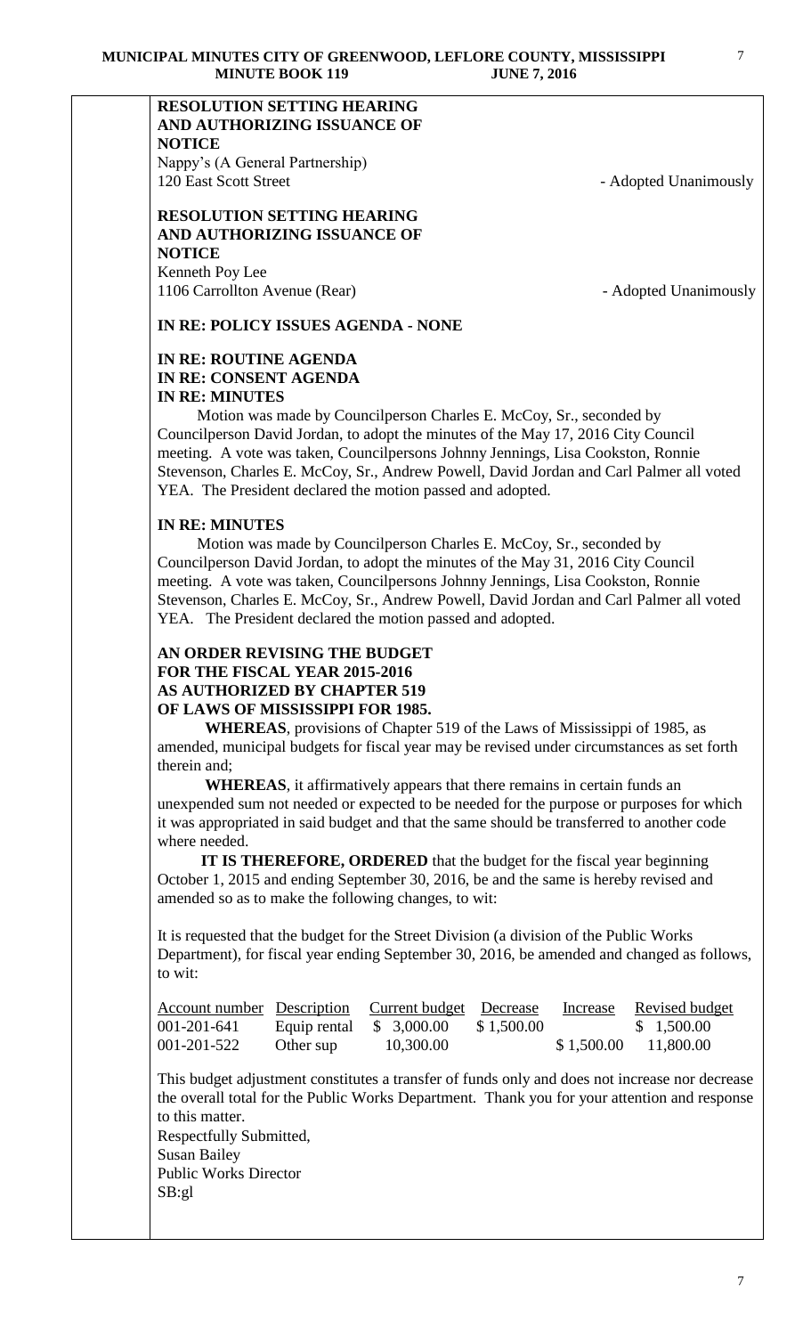**RESOLUTION SETTING HEARING AND AUTHORIZING ISSUANCE OF NOTICE**
Nappy's (A General Partnership)
120 East Scott Street - Adopted Unanimously

**RESOLUTION SETTING HEARING AND AUTHORIZING ISSUANCE OF NOTICE**
Kenneth Poy Lee
1106 Carrollton Avenue (Rear) - Adopted Unanimously

**IN RE: POLICY ISSUES AGENDA - NONE**

**IN RE: ROUTINE AGENDA**
**IN RE: CONSENT AGENDA**
**IN RE: MINUTES**

Motion was made by Councilperson Charles E. McCoy, Sr., seconded by Councilperson David Jordan, to adopt the minutes of the May 17, 2016 City Council meeting. A vote was taken, Councilpersons Johnny Jennings, Lisa Cookston, Ronnie Stevenson, Charles E. McCoy, Sr., Andrew Powell, David Jordan and Carl Palmer all voted YEA. The President declared the motion passed and adopted.

**IN RE: MINUTES**

Motion was made by Councilperson Charles E. McCoy, Sr., seconded by Councilperson David Jordan, to adopt the minutes of the May 31, 2016 City Council meeting. A vote was taken, Councilpersons Johnny Jennings, Lisa Cookston, Ronnie Stevenson, Charles E. McCoy, Sr., Andrew Powell, David Jordan and Carl Palmer all voted YEA. The President declared the motion passed and adopted.

**AN ORDER REVISING THE BUDGET FOR THE FISCAL YEAR 2015-2016 AS AUTHORIZED BY CHAPTER 519 OF LAWS OF MISSISSIPPI FOR 1985.**

**WHEREAS**, provisions of Chapter 519 of the Laws of Mississippi of 1985, as amended, municipal budgets for fiscal year may be revised under circumstances as set forth therein and;

**WHEREAS**, it affirmatively appears that there remains in certain funds an unexpended sum not needed or expected to be needed for the purpose or purposes for which it was appropriated in said budget and that the same should be transferred to another code where needed.

**IT IS THEREFORE, ORDERED** that the budget for the fiscal year beginning October 1, 2015 and ending September 30, 2016, be and the same is hereby revised and amended so as to make the following changes, to wit:

It is requested that the budget for the Street Division (a division of the Public Works Department), for fiscal year ending September 30, 2016, be amended and changed as follows, to wit:

| Account number | Description | Current budget | Decrease | Increase | Revised budget |
|---|---|---|---|---|---|
| 001-201-641 | Equip rental | $ 3,000.00 | $ 1,500.00 | | $ 1,500.00 |
| 001-201-522 | Other sup | 10,300.00 | | $ 1,500.00 | 11,800.00 |

This budget adjustment constitutes a transfer of funds only and does not increase nor decrease the overall total for the Public Works Department. Thank you for your attention and response to this matter.

Respectfully Submitted,
Susan Bailey
Public Works Director
SB:gl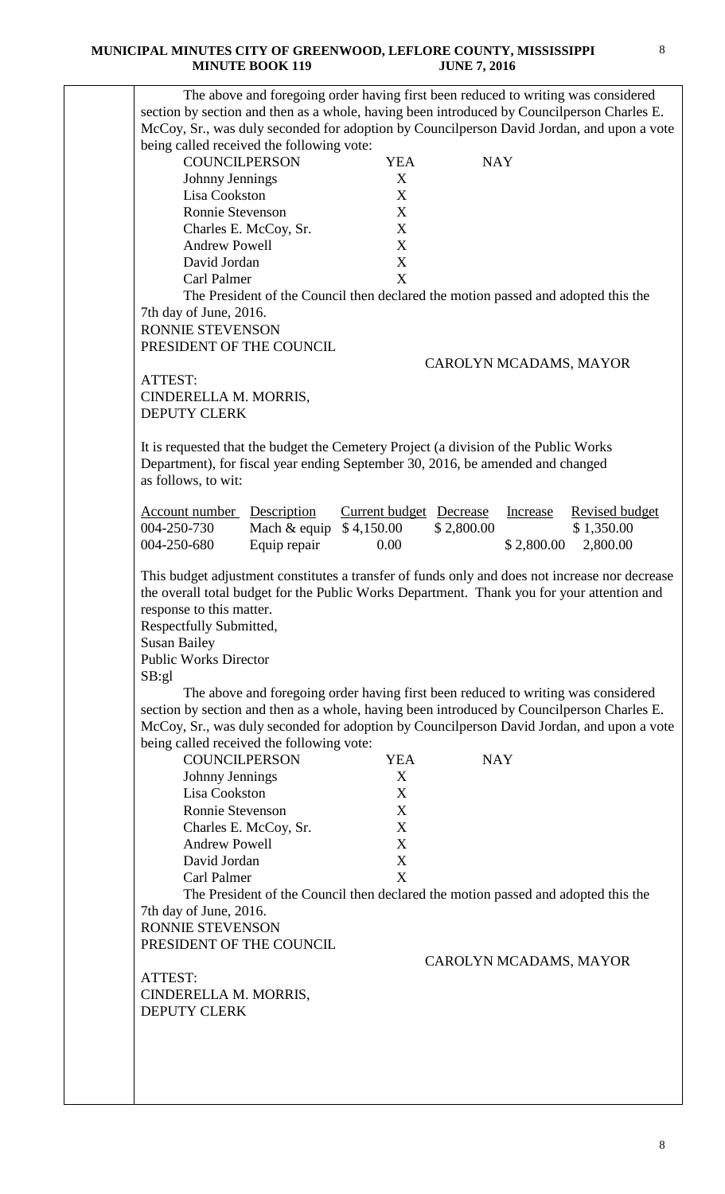The above and foregoing order having first been reduced to writing was considered section by section and then as a whole, having been introduced by Councilperson Charles E. McCoy, Sr., was duly seconded for adoption by Councilperson David Jordan, and upon a vote being called received the following vote:

| COUNCILPERSON | YEA | NAY |
|---|---|---|
| Johnny Jennings | X | |
| Lisa Cookston | X | |
| Ronnie Stevenson | X | |
| Charles E. McCoy, Sr. | X | |
| Andrew Powell | X | |
| David Jordan | X | |
| Carl Palmer | X | |

The President of the Council then declared the motion passed and adopted this the 7th day of June, 2016.

RONNIE STEVENSON
PRESIDENT OF THE COUNCIL

CAROLYN MCADAMS, MAYOR

ATTEST:
CINDERELLA M. MORRIS,
DEPUTY CLERK

It is requested that the budget the Cemetery Project (a division of the Public Works Department), for fiscal year ending September 30, 2016, be amended and changed as follows, to wit:

| Account number | Description | Current budget | Decrease | Increase | Revised budget |
|---|---|---|---|---|---|
| 004-250-730 | Mach & equip | $ 4,150.00 | $ 2,800.00 | | $ 1,350.00 |
| 004-250-680 | Equip repair | 0.00 | | $ 2,800.00 | 2,800.00 |

This budget adjustment constitutes a transfer of funds only and does not increase nor decrease the overall total budget for the Public Works Department. Thank you for your attention and response to this matter.

Respectfully Submitted,
Susan Bailey
Public Works Director
SB:gl

The above and foregoing order having first been reduced to writing was considered section by section and then as a whole, having been introduced by Councilperson Charles E. McCoy, Sr., was duly seconded for adoption by Councilperson David Jordan, and upon a vote being called received the following vote:

| COUNCILPERSON | YEA | NAY |
|---|---|---|
| Johnny Jennings | X | |
| Lisa Cookston | X | |
| Ronnie Stevenson | X | |
| Charles E. McCoy, Sr. | X | |
| Andrew Powell | X | |
| David Jordan | X | |
| Carl Palmer | X | |

The President of the Council then declared the motion passed and adopted this the 7th day of June, 2016.

RONNIE STEVENSON
PRESIDENT OF THE COUNCIL

CAROLYN MCADAMS, MAYOR

ATTEST:
CINDERELLA M. MORRIS,
DEPUTY CLERK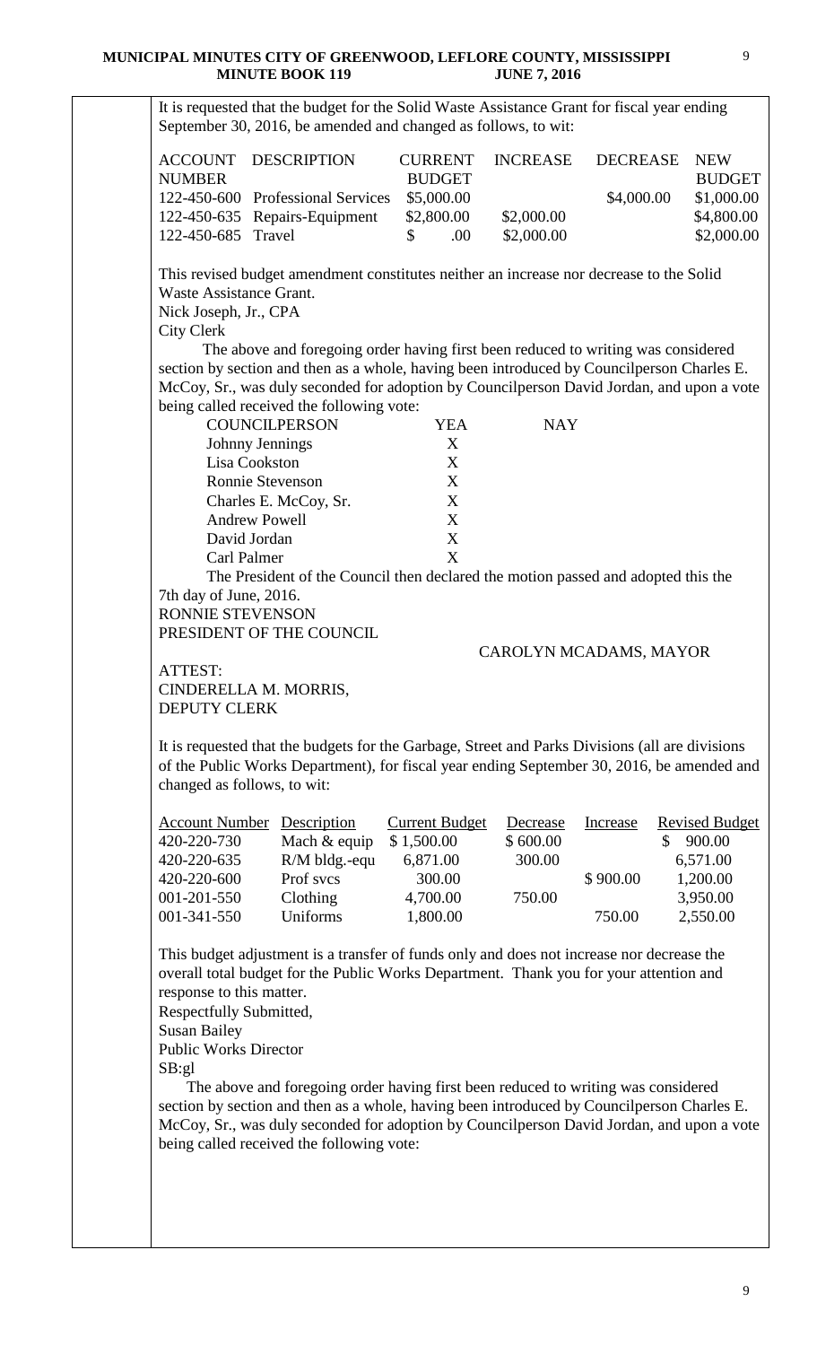It is requested that the budget for the Solid Waste Assistance Grant for fiscal year ending September 30, 2016, be amended and changed as follows, to wit:

| ACCOUNT NUMBER | DESCRIPTION | CURRENT BUDGET | INCREASE | DECREASE | NEW BUDGET |
|---|---|---|---|---|---|
| 122-450-600 | Professional Services | $5,000.00 | | $4,000.00 | $1,000.00 |
| 122-450-635 | Repairs-Equipment | $2,800.00 | $2,000.00 | | $4,800.00 |
| 122-450-685 | Travel | $ .00 | $2,000.00 | | $2,000.00 |

This revised budget amendment constitutes neither an increase nor decrease to the Solid Waste Assistance Grant.
Nick Joseph, Jr., CPA
City Clerk

The above and foregoing order having first been reduced to writing was considered section by section and then as a whole, having been introduced by Councilperson Charles E. McCoy, Sr., was duly seconded for adoption by Councilperson David Jordan, and upon a vote being called received the following vote:

| COUNCILPERSON | YEA | NAY |
|---|---|---|
| Johnny Jennings | X | |
| Lisa Cookston | X | |
| Ronnie Stevenson | X | |
| Charles E. McCoy, Sr. | X | |
| Andrew Powell | X | |
| David Jordan | X | |
| Carl Palmer | X | |

The President of the Council then declared the motion passed and adopted this the 7th day of June, 2016.

RONNIE STEVENSON
PRESIDENT OF THE COUNCIL

CAROLYN MCADAMS, MAYOR

ATTEST:
CINDERELLA M. MORRIS,
DEPUTY CLERK

It is requested that the budgets for the Garbage, Street and Parks Divisions (all are divisions of the Public Works Department), for fiscal year ending September 30, 2016, be amended and changed as follows, to wit:

| Account Number | Description | Current Budget | Decrease | Increase | Revised Budget |
|---|---|---|---|---|---|
| 420-220-730 | Mach & equip | $ 1,500.00 | $ 600.00 | | $ 900.00 |
| 420-220-635 | R/M bldg.-equ | 6,871.00 | 300.00 | | 6,571.00 |
| 420-220-600 | Prof svcs | 300.00 | | $ 900.00 | 1,200.00 |
| 001-201-550 | Clothing | 4,700.00 | 750.00 | | 3,950.00 |
| 001-341-550 | Uniforms | 1,800.00 | | 750.00 | 2,550.00 |

This budget adjustment is a transfer of funds only and does not increase nor decrease the overall total budget for the Public Works Department. Thank you for your attention and response to this matter.
Respectfully Submitted,
Susan Bailey
Public Works Director
SB:gl

The above and foregoing order having first been reduced to writing was considered section by section and then as a whole, having been introduced by Councilperson Charles E. McCoy, Sr., was duly seconded for adoption by Councilperson David Jordan, and upon a vote being called received the following vote: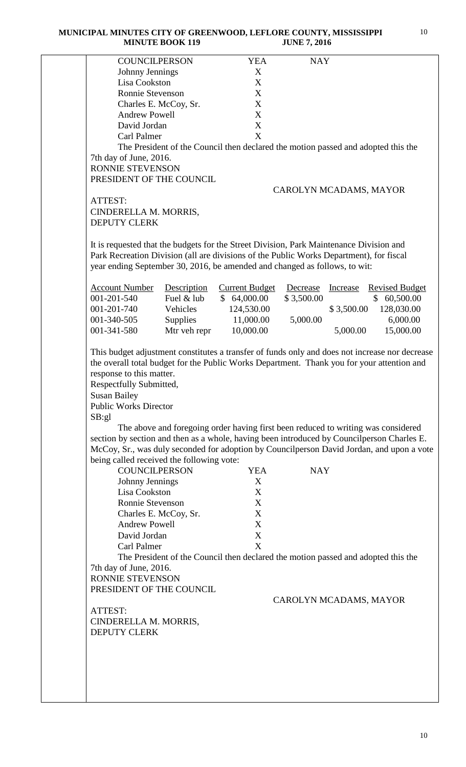| COUNCILPERSON | YEA | NAY |
|---|---|---|
| Johnny Jennings | X | |
| Lisa Cookston | X | |
| Ronnie Stevenson | X | |
| Charles E. McCoy, Sr. | X | |
| Andrew Powell | X | |
| David Jordan | X | |
| Carl Palmer | X | |

The President of the Council then declared the motion passed and adopted this the 7th day of June, 2016.

RONNIE STEVENSON
PRESIDENT OF THE COUNCIL

CAROLYN MCADAMS, MAYOR

ATTEST:
CINDERELLA M. MORRIS,
DEPUTY CLERK

It is requested that the budgets for the Street Division, Park Maintenance Division and Park Recreation Division (all are divisions of the Public Works Department), for fiscal year ending September 30, 2016, be amended and changed as follows, to wit:

| Account Number | Description | Current Budget | Decrease | Increase | Revised Budget |
|---|---|---|---|---|---|
| 001-201-540 | Fuel & lub | $ 64,000.00 | $ 3,500.00 | | $ 60,500.00 |
| 001-201-740 | Vehicles | 124,530.00 | | $ 3,500.00 | 128,030.00 |
| 001-340-505 | Supplies | 11,000.00 | 5,000.00 | | 6,000.00 |
| 001-341-580 | Mtr veh repr | 10,000.00 | | 5,000.00 | 15,000.00 |

This budget adjustment constitutes a transfer of funds only and does not increase nor decrease the overall total budget for the Public Works Department. Thank you for your attention and response to this matter.

Respectfully Submitted,
Susan Bailey
Public Works Director
SB:gl

The above and foregoing order having first been reduced to writing was considered section by section and then as a whole, having been introduced by Councilperson Charles E. McCoy, Sr., was duly seconded for adoption by Councilperson David Jordan, and upon a vote being called received the following vote:

| COUNCILPERSON | YEA | NAY |
|---|---|---|
| Johnny Jennings | X | |
| Lisa Cookston | X | |
| Ronnie Stevenson | X | |
| Charles E. McCoy, Sr. | X | |
| Andrew Powell | X | |
| David Jordan | X | |
| Carl Palmer | X | |

The President of the Council then declared the motion passed and adopted this the 7th day of June, 2016.

RONNIE STEVENSON
PRESIDENT OF THE COUNCIL

CAROLYN MCADAMS, MAYOR

ATTEST:
CINDERELLA M. MORRIS,
DEPUTY CLERK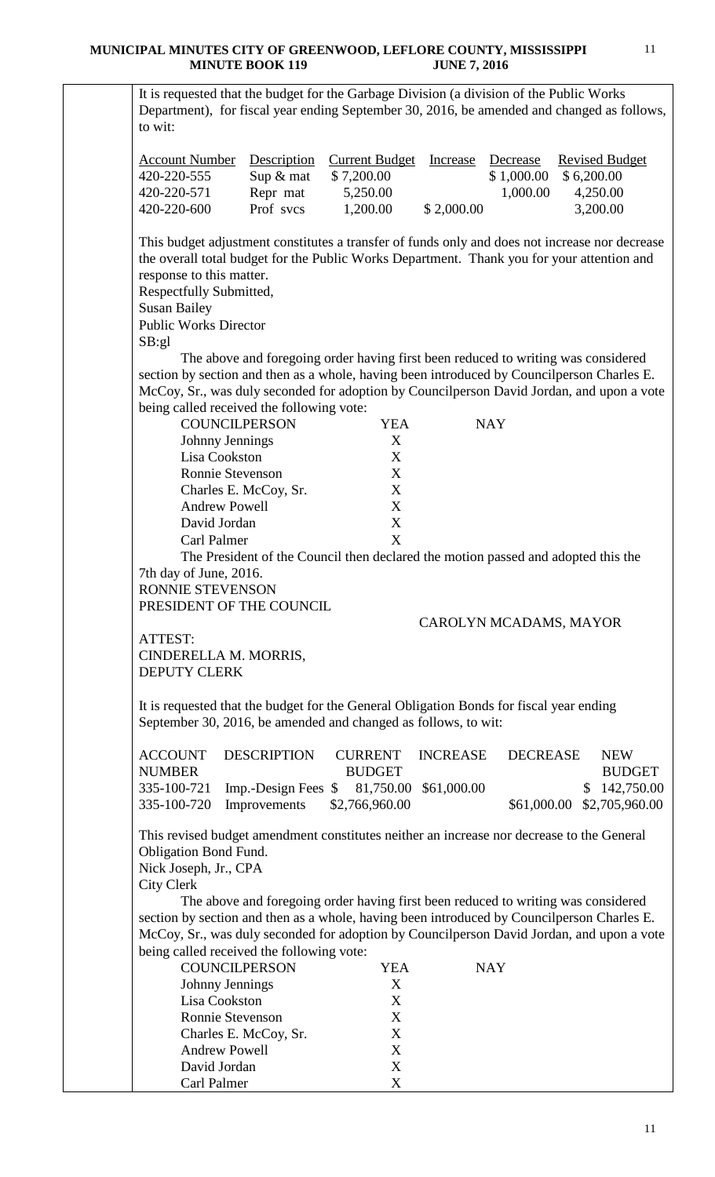It is requested that the budget for the Garbage Division (a division of the Public Works Department), for fiscal year ending September 30, 2016, be amended and changed as follows, to wit:

| Account Number | Description | Current Budget | Increase | Decrease | Revised Budget |
|---|---|---|---|---|---|
| 420-220-555 | Sup & mat | $ 7,200.00 | | $ 1,000.00 | $ 6,200.00 |
| 420-220-571 | Repr mat | 5,250.00 | | 1,000.00 | 4,250.00 |
| 420-220-600 | Prof svcs | 1,200.00 | $ 2,000.00 | | 3,200.00 |

This budget adjustment constitutes a transfer of funds only and does not increase nor decrease the overall total budget for the Public Works Department. Thank you for your attention and response to this matter.
Respectfully Submitted,
Susan Bailey
Public Works Director
SB:gl

The above and foregoing order having first been reduced to writing was considered section by section and then as a whole, having been introduced by Councilperson Charles E. McCoy, Sr., was duly seconded for adoption by Councilperson David Jordan, and upon a vote being called received the following vote:

| COUNCILPERSON | YEA | NAY |
|---|---|---|
| Johnny Jennings | X | |
| Lisa Cookston | X | |
| Ronnie Stevenson | X | |
| Charles E. McCoy, Sr. | X | |
| Andrew Powell | X | |
| David Jordan | X | |
| Carl Palmer | X | |

The President of the Council then declared the motion passed and adopted this the 7th day of June, 2016.
RONNIE STEVENSON
PRESIDENT OF THE COUNCIL

CAROLYN MCADAMS, MAYOR

ATTEST:
CINDERELLA M. MORRIS,
DEPUTY CLERK

It is requested that the budget for the General Obligation Bonds for fiscal year ending September 30, 2016, be amended and changed as follows, to wit:

| ACCOUNT NUMBER | DESCRIPTION | CURRENT BUDGET | INCREASE | DECREASE | NEW BUDGET |
|---|---|---|---|---|---|
| 335-100-721 | Imp.-Design Fees | $ 81,750.00 | $61,000.00 | | $ 142,750.00 |
| 335-100-720 | Improvements | $2,766,960.00 | | $61,000.00 | $2,705,960.00 |

This revised budget amendment constitutes neither an increase nor decrease to the General Obligation Bond Fund.
Nick Joseph, Jr., CPA
City Clerk

The above and foregoing order having first been reduced to writing was considered section by section and then as a whole, having been introduced by Councilperson Charles E. McCoy, Sr., was duly seconded for adoption by Councilperson David Jordan, and upon a vote being called received the following vote:

| COUNCILPERSON | YEA | NAY |
|---|---|---|
| Johnny Jennings | X | |
| Lisa Cookston | X | |
| Ronnie Stevenson | X | |
| Charles E. McCoy, Sr. | X | |
| Andrew Powell | X | |
| David Jordan | X | |
| Carl Palmer | X | |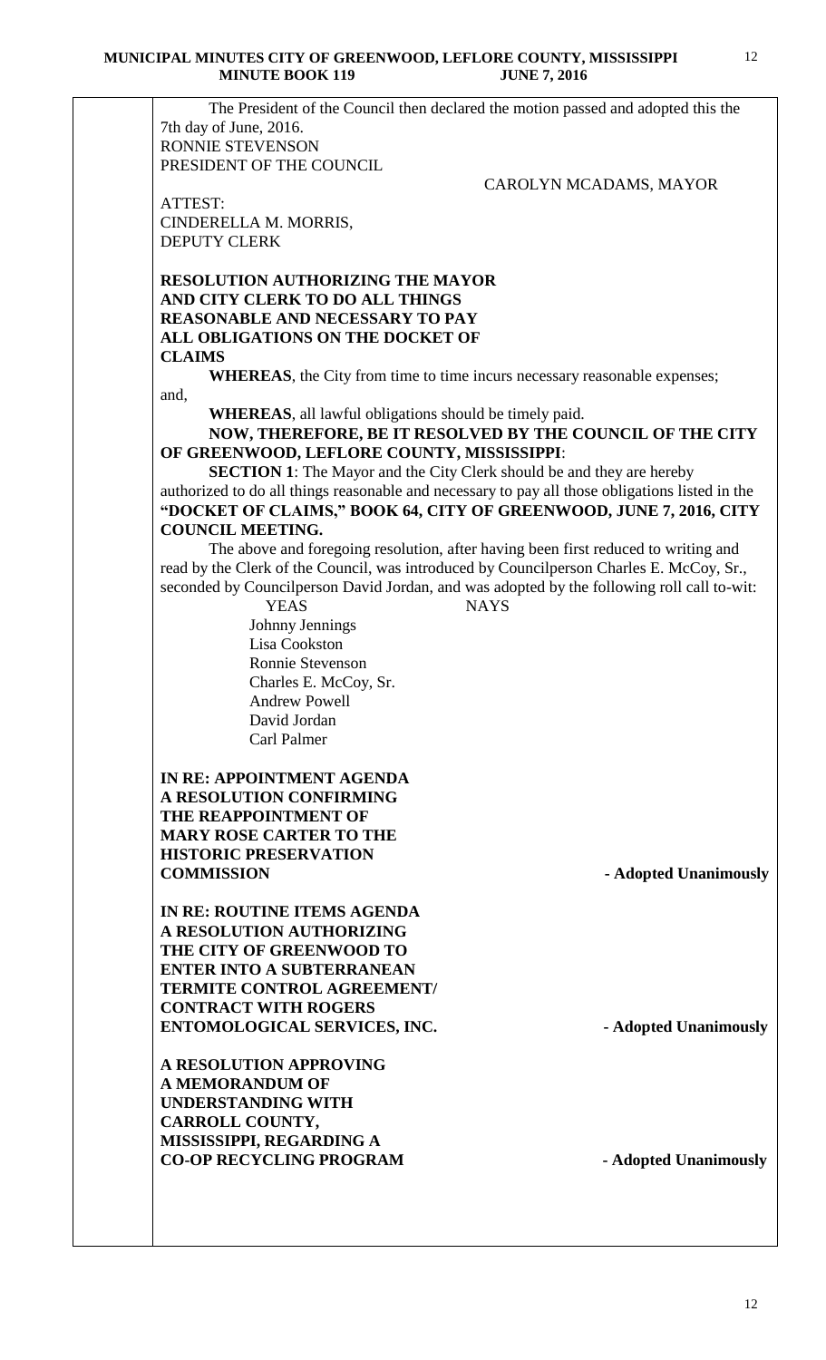The President of the Council then declared the motion passed and adopted this the 7th day of June, 2016.

RONNIE STEVENSON
PRESIDENT OF THE COUNCIL

CAROLYN MCADAMS, MAYOR

ATTEST:
CINDERELLA M. MORRIS,
DEPUTY CLERK

**RESOLUTION AUTHORIZING THE MAYOR AND CITY CLERK TO DO ALL THINGS REASONABLE AND NECESSARY TO PAY ALL OBLIGATIONS ON THE DOCKET OF CLAIMS**

**WHEREAS**, the City from time to time incurs necessary reasonable expenses; and,

**WHEREAS**, all lawful obligations should be timely paid.

**NOW, THEREFORE, BE IT RESOLVED BY THE COUNCIL OF THE CITY OF GREENWOOD, LEFLORE COUNTY, MISSISSIPPI**:

**SECTION 1**: The Mayor and the City Clerk should be and they are hereby authorized to do all things reasonable and necessary to pay all those obligations listed in the **"DOCKET OF CLAIMS," BOOK 64, CITY OF GREENWOOD, JUNE 7, 2016, CITY COUNCIL MEETING.**

The above and foregoing resolution, after having been first reduced to writing and read by the Clerk of the Council, was introduced by Councilperson Charles E. McCoy, Sr., seconded by Councilperson David Jordan, and was adopted by the following roll call to-wit:

| YEAS | NAYS |
|---|---|
| Johnny Jennings | |
| Lisa Cookston | |
| Ronnie Stevenson | |
| Charles E. McCoy, Sr. | |
| Andrew Powell | |
| David Jordan | |
| Carl Palmer | |

**IN RE: APPOINTMENT AGENDA**
**A RESOLUTION CONFIRMING THE REAPPOINTMENT OF MARY ROSE CARTER TO THE HISTORIC PRESERVATION COMMISSION** **- Adopted Unanimously**

**IN RE: ROUTINE ITEMS AGENDA**
**A RESOLUTION AUTHORIZING THE CITY OF GREENWOOD TO ENTER INTO A SUBTERRANEAN TERMITE CONTROL AGREEMENT/ CONTRACT WITH ROGERS ENTOMOLOGICAL SERVICES, INC.** **- Adopted Unanimously**

**A RESOLUTION APPROVING A MEMORANDUM OF UNDERSTANDING WITH CARROLL COUNTY, MISSISSIPPI, REGARDING A CO-OP RECYCLING PROGRAM** **- Adopted Unanimously**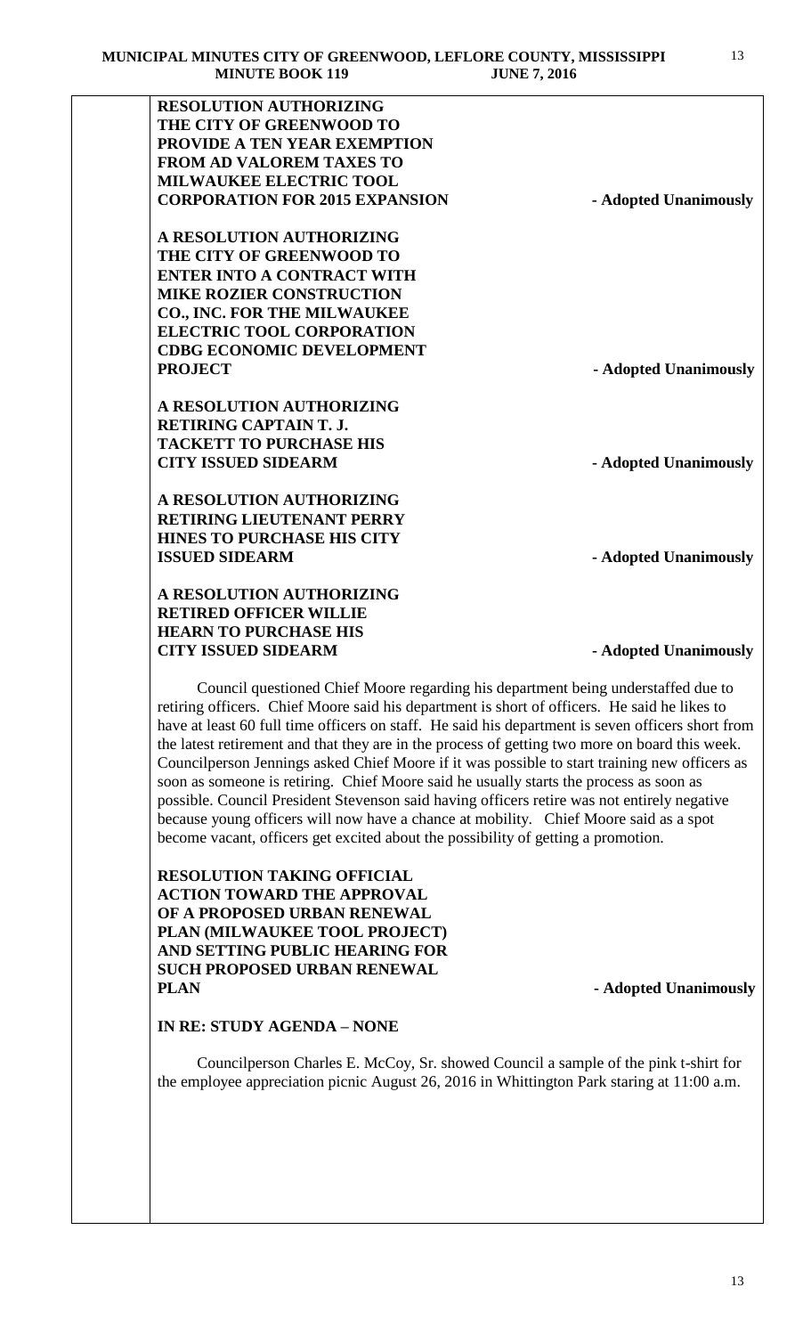**RESOLUTION AUTHORIZING THE CITY OF GREENWOOD TO PROVIDE A TEN YEAR EXEMPTION FROM AD VALOREM TAXES TO MILWAUKEE ELECTRIC TOOL CORPORATION FOR 2015 EXPANSION** - **Adopted Unanimously**

**A RESOLUTION AUTHORIZING THE CITY OF GREENWOOD TO ENTER INTO A CONTRACT WITH MIKE ROZIER CONSTRUCTION CO., INC. FOR THE MILWAUKEE ELECTRIC TOOL CORPORATION CDBG ECONOMIC DEVELOPMENT PROJECT** - **Adopted Unanimously**

**A RESOLUTION AUTHORIZING RETIRING CAPTAIN T. J. TACKETT TO PURCHASE HIS CITY ISSUED SIDEARM** - **Adopted Unanimously**

**A RESOLUTION AUTHORIZING RETIRING LIEUTENANT PERRY HINES TO PURCHASE HIS CITY ISSUED SIDEARM** - **Adopted Unanimously**

**A RESOLUTION AUTHORIZING RETIRED OFFICER WILLIE HEARN TO PURCHASE HIS CITY ISSUED SIDEARM** - **Adopted Unanimously**

Council questioned Chief Moore regarding his department being understaffed due to retiring officers. Chief Moore said his department is short of officers. He said he likes to have at least 60 full time officers on staff. He said his department is seven officers short from the latest retirement and that they are in the process of getting two more on board this week. Councilperson Jennings asked Chief Moore if it was possible to start training new officers as soon as someone is retiring. Chief Moore said he usually starts the process as soon as possible. Council President Stevenson said having officers retire was not entirely negative because young officers will now have a chance at mobility. Chief Moore said as a spot become vacant, officers get excited about the possibility of getting a promotion.

**RESOLUTION TAKING OFFICIAL ACTION TOWARD THE APPROVAL OF A PROPOSED URBAN RENEWAL PLAN (MILWAUKEE TOOL PROJECT) AND SETTING PUBLIC HEARING FOR SUCH PROPOSED URBAN RENEWAL PLAN** - **Adopted Unanimously**

**IN RE: STUDY AGENDA – NONE**

Councilperson Charles E. McCoy, Sr. showed Council a sample of the pink t-shirt for the employee appreciation picnic August 26, 2016 in Whittington Park staring at 11:00 a.m.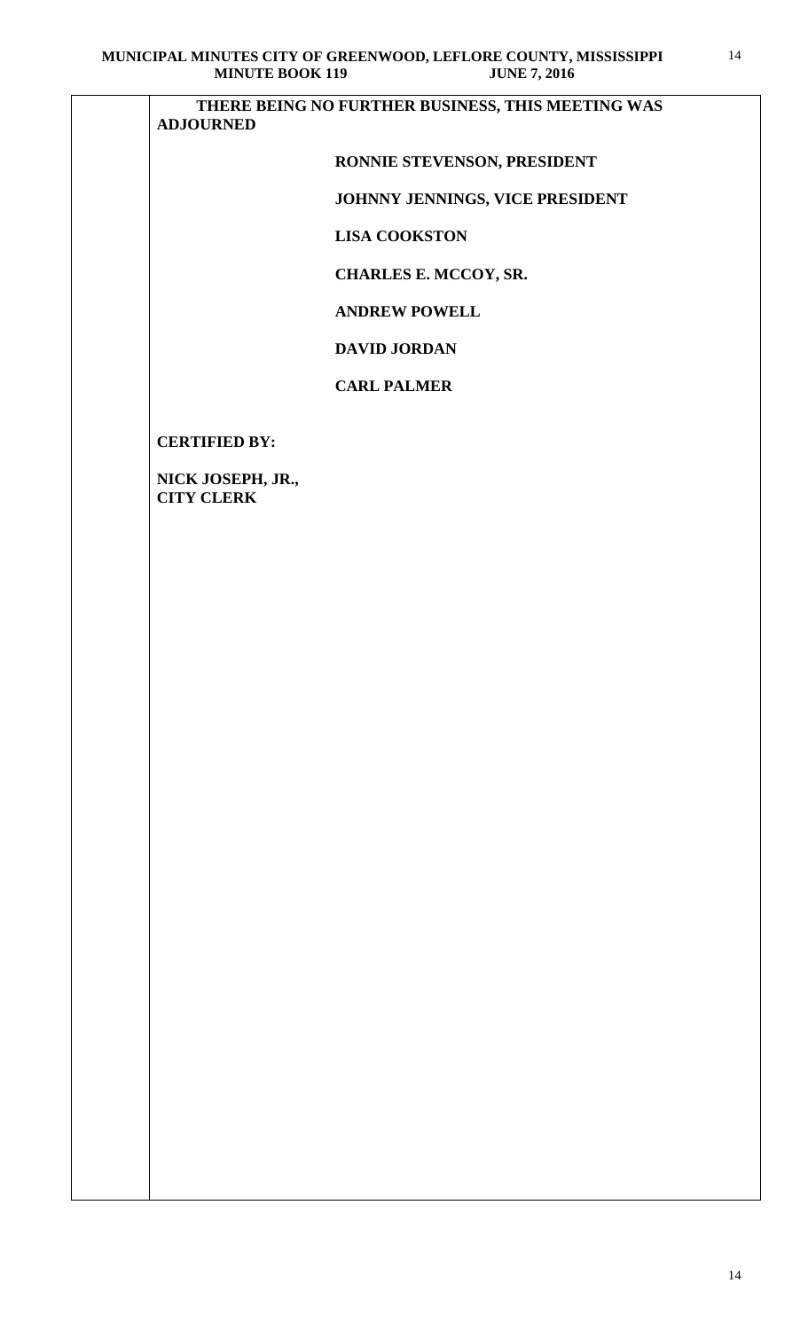**THERE BEING NO FURTHER BUSINESS, THIS MEETING WAS ADJOURNED**

**RONNIE STEVENSON, PRESIDENT**

**JOHNNY JENNINGS, VICE PRESIDENT**

**LISA COOKSTON**

**CHARLES E. MCCOY, SR.**

**ANDREW POWELL**

**DAVID JORDAN**

**CARL PALMER**

**CERTIFIED BY:**

**NICK JOSEPH, JR.,**
**CITY CLERK**